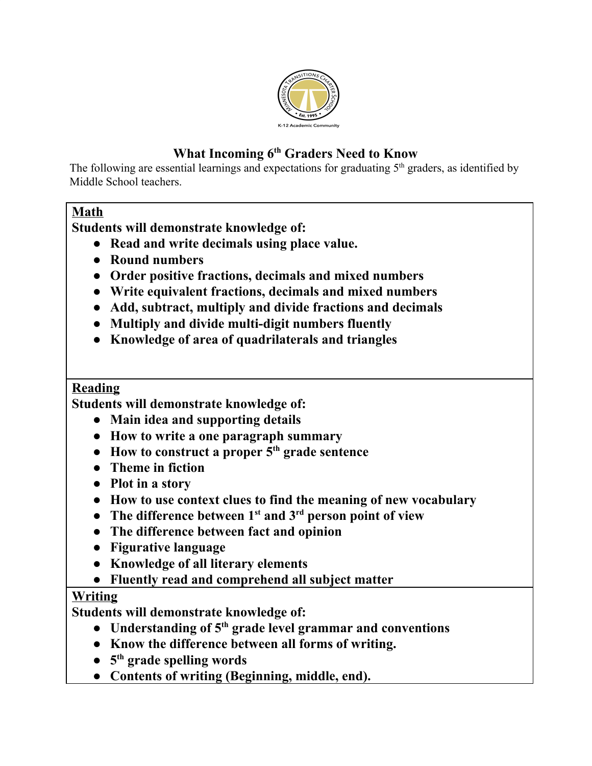# What Incoming 6th Graders Need to Know

The following are essential learnings and expectations for graduating 5th graders, as identified by Middle School teachers.

## Math

**Students will demonstrate knowledge of:**

- **Read and write decimals using place value.**
- **Round numbers**
- **Order positive fractions, decimals and mixed numbers**
- **Write equivalent fractions, decimals and mixed numbers**
- **Add, subtract, multiply and divide fractions and decimals**
- **Multiply and divide multi-digit numbers fluently**
- **Knowledge of area of quadrilaterals and triangles**

## Reading

**Students will demonstrate knowledge of:**

- **Main idea and supporting details**
- **How to write a one paragraph summary**
- **How to construct a proper 5th grade sentence**
- **Theme in fiction**
- **Plot in a story**
- **How to use context clues to find the meaning of new vocabulary**
- **The difference between 1st and 3rd person point of view**
- **The difference between fact and opinion**
- **Figurative language**
- **Knowledge of all literary elements**
- **Fluently read and comprehend all subject matter**

## Writing

**Students will demonstrate knowledge of:**

- **Understanding of 5th grade level grammar and conventions**
- **Know the difference between all forms of writing.**
- **5th grade spelling words**
- **Contents of writing (Beginning, middle, end).**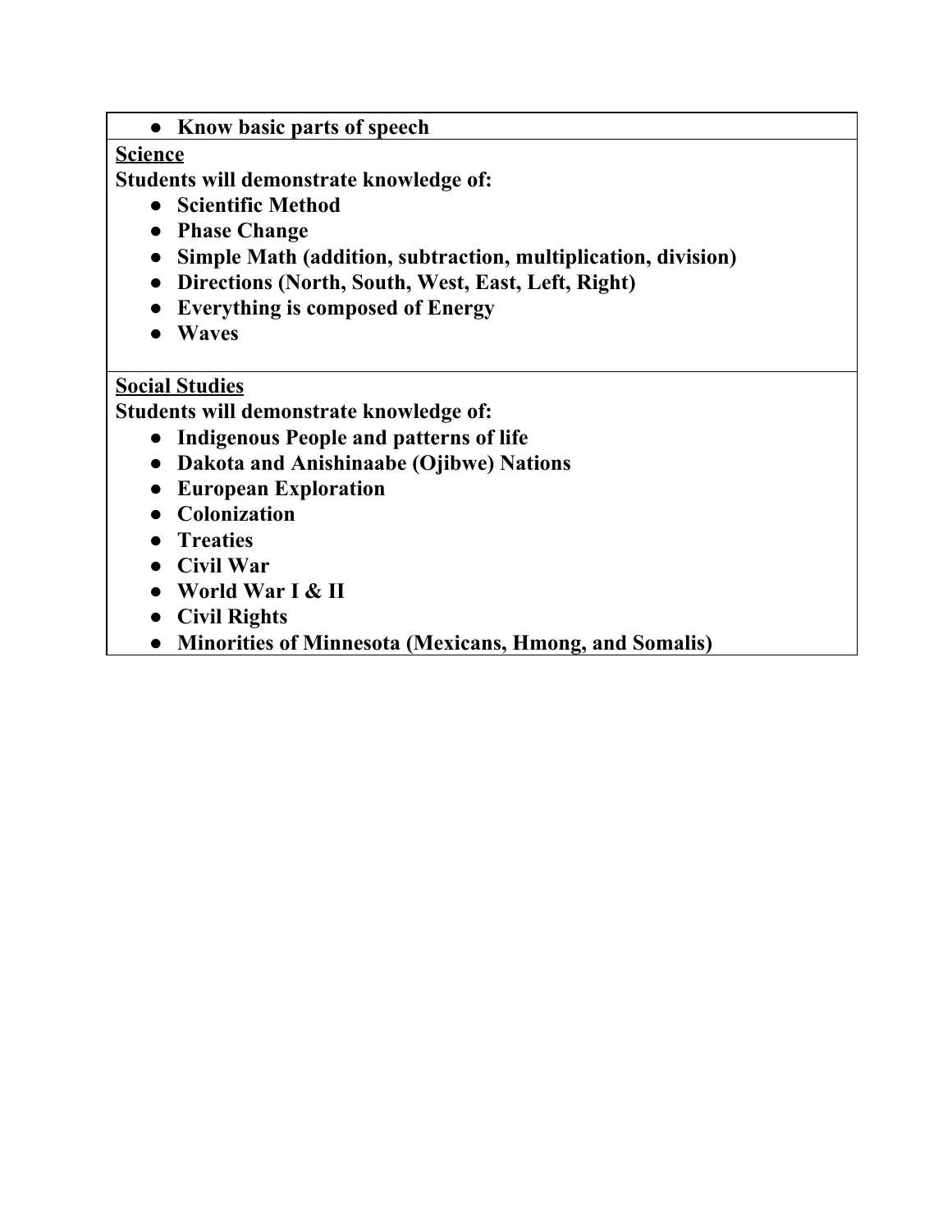- **Know basic parts of speech**

**<u>Science</u>**

**Students will demonstrate knowledge of:**

- **Scientific Method**
- **Phase Change**
- **Simple Math (addition, subtraction, multiplication, division)**
- **Directions (North, South, West, East, Left, Right)**
- **Everything is composed of Energy**
- **Waves**

**<u>Social Studies</u>**

**Students will demonstrate knowledge of:**

- **Indigenous People and patterns of life**
- **Dakota and Anishinaabe (Ojibwe) Nations**
- **European Exploration**
- **Colonization**
- **Treaties**
- **Civil War**
- **World War I & II**
- **Civil Rights**
- **Minorities of Minnesota (Mexicans, Hmong, and Somalis)**